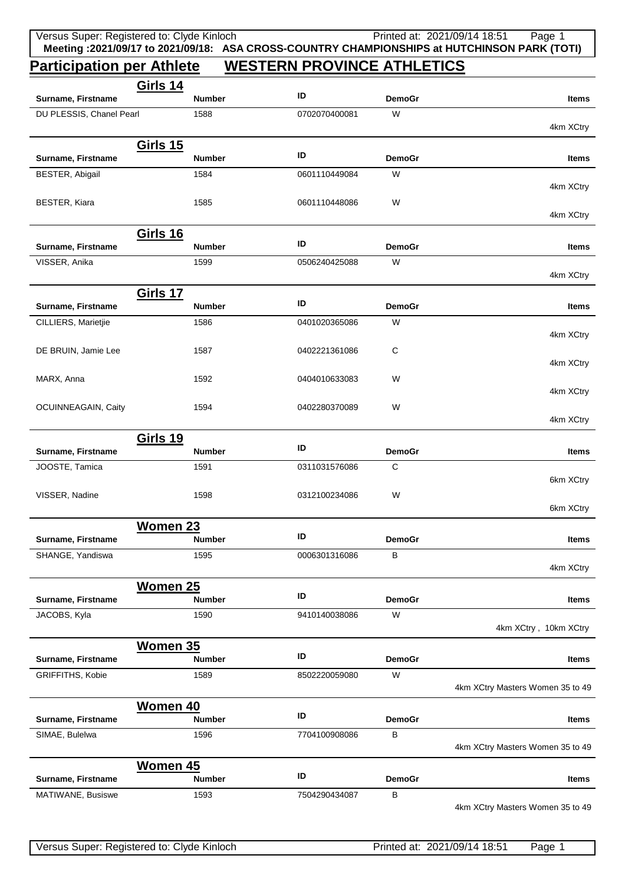**Meeting :2021/09/17 to 2021/09/18: ASA CROSS-COUNTRY CHAMPIONSHIPS at HUTCHINSON PARK (TOTI)**

# Participation per Athlete WESTERN PROVINCE ATHLETICS

## Girls 14

| Surname, Firstname | Number | ID | DemoGr | Items |
|---|---|---|---|---|
| DU PLESSIS, Chanel Pearl | 1588 | 0702070400081 | W | 4km XCtry |

## Girls 15

| Surname, Firstname | Number | ID | DemoGr | Items |
|---|---|---|---|---|
| BESTER, Abigail | 1584 | 0601110449084 | W | 4km XCtry |
| BESTER, Kiara | 1585 | 0601110448086 | W | 4km XCtry |

## Girls 16

| Surname, Firstname | Number | ID | DemoGr | Items |
|---|---|---|---|---|
| VISSER, Anika | 1599 | 0506240425088 | W | 4km XCtry |

## Girls 17

| Surname, Firstname | Number | ID | DemoGr | Items |
|---|---|---|---|---|
| CILLIERS, Marietjie | 1586 | 0401020365086 | W | 4km XCtry |
| DE BRUIN, Jamie Lee | 1587 | 0402221361086 | C | 4km XCtry |
| MARX, Anna | 1592 | 0404010633083 | W | 4km XCtry |
| OCUINNEAGAIN, Caity | 1594 | 0402280370089 | W | 4km XCtry |

## Girls 19

| Surname, Firstname | Number | ID | DemoGr | Items |
|---|---|---|---|---|
| JOOSTE, Tamica | 1591 | 0311031576086 | C | 6km XCtry |
| VISSER, Nadine | 1598 | 0312100234086 | W | 6km XCtry |

## Women 23

| Surname, Firstname | Number | ID | DemoGr | Items |
|---|---|---|---|---|
| SHANGE, Yandiswa | 1595 | 0006301316086 | B | 4km XCtry |

## Women 25

| Surname, Firstname | Number | ID | DemoGr | Items |
|---|---|---|---|---|
| JACOBS, Kyla | 1590 | 9410140038086 | W | 4km XCtry , 10km XCtry |

## Women 35

| Surname, Firstname | Number | ID | DemoGr | Items |
|---|---|---|---|---|
| GRIFFITHS, Kobie | 1589 | 8502220059080 | W | 4km XCtry Masters Women 35 to 49 |

## Women 40

| Surname, Firstname | Number | ID | DemoGr | Items |
|---|---|---|---|---|
| SIMAE, Bulelwa | 1596 | 7704100908086 | B | 4km XCtry Masters Women 35 to 49 |

## Women 45

| Surname, Firstname | Number | ID | DemoGr | Items |
|---|---|---|---|---|
| MATIWANE, Busiswe | 1593 | 7504290434087 | B | 4km XCtry Masters Women 35 to 49 |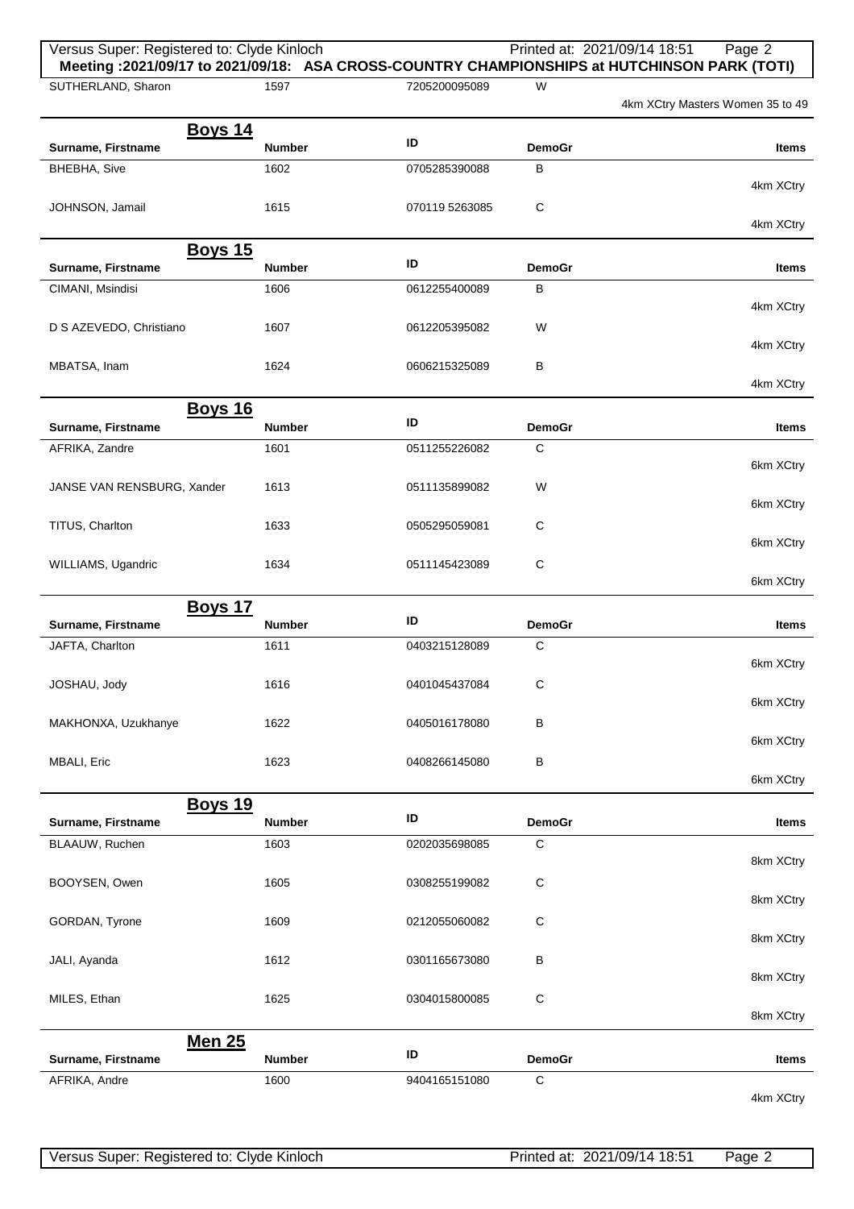Meeting :2021/09/17 to 2021/09/18: ASA CROSS-COUNTRY CHAMPIONSHIPS at HUTCHINSON PARK (TOTI)

| Surname, Firstname | Number | ID | DemoGr | Items |
|---|---|---|---|---|
| SUTHERLAND, Sharon | 1597 | 7205200095089 | W | 4km XCtry Masters Women 35 to 49 |

## Boys 14

| Surname, Firstname | Number | ID | DemoGr | Items |
|---|---|---|---|---|
| BHEBHA, Sive | 1602 | 0705285390088 | B | 4km XCtry |
| JOHNSON, Jamail | 1615 | 070119 5263085 | C | 4km XCtry |

## Boys 15

| Surname, Firstname | Number | ID | DemoGr | Items |
|---|---|---|---|---|
| CIMANI, Msindisi | 1606 | 0612255400089 | B | 4km XCtry |
| D S AZEVEDO, Christiano | 1607 | 0612205395082 | W | 4km XCtry |
| MBATSA, Inam | 1624 | 0606215325089 | B | 4km XCtry |

## Boys 16

| Surname, Firstname | Number | ID | DemoGr | Items |
|---|---|---|---|---|
| AFRIKA, Zandre | 1601 | 0511255226082 | C | 6km XCtry |
| JANSE VAN RENSBURG, Xander | 1613 | 0511135899082 | W | 6km XCtry |
| TITUS, Charlton | 1633 | 0505295059081 | C | 6km XCtry |
| WILLIAMS, Ugandric | 1634 | 0511145423089 | C | 6km XCtry |

## Boys 17

| Surname, Firstname | Number | ID | DemoGr | Items |
|---|---|---|---|---|
| JAFTA, Charlton | 1611 | 0403215128089 | C | 6km XCtry |
| JOSHAU, Jody | 1616 | 0401045437084 | C | 6km XCtry |
| MAKHONXA, Uzukhanye | 1622 | 0405016178080 | B | 6km XCtry |
| MBALI, Eric | 1623 | 0408266145080 | B | 6km XCtry |

## Boys 19

| Surname, Firstname | Number | ID | DemoGr | Items |
|---|---|---|---|---|
| BLAAUW, Ruchen | 1603 | 0202035698085 | C | 8km XCtry |
| BOOYSEN, Owen | 1605 | 0308255199082 | C | 8km XCtry |
| GORDAN, Tyrone | 1609 | 0212055060082 | C | 8km XCtry |
| JALI, Ayanda | 1612 | 0301165673080 | B | 8km XCtry |
| MILES, Ethan | 1625 | 0304015800085 | C | 8km XCtry |

## Men 25

| Surname, Firstname | Number | ID | DemoGr | Items |
|---|---|---|---|---|
| AFRIKA, Andre | 1600 | 9404165151080 | C | 4km XCtry |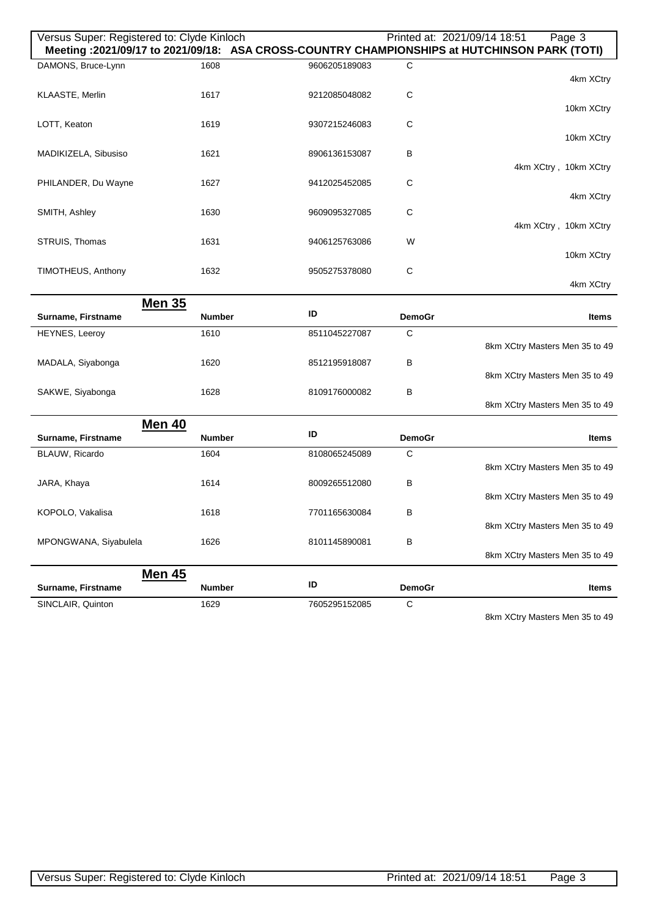**Meeting :2021/09/17 to 2021/09/18: ASA CROSS-COUNTRY CHAMPIONSHIPS at HUTCHINSON PARK (TOTI)**

| | | | | |
|---|---|---|---|---|
| DAMONS, Bruce-Lynn | 1608 | 9606205189083 | C | 4km XCtry |
| KLAASTE, Merlin | 1617 | 9212085048082 | C | 10km XCtry |
| LOTT, Keaton | 1619 | 9307215246083 | C | 10km XCtry |
| MADIKIZELA, Sibusiso | 1621 | 8906136153087 | B | 4km XCtry , 10km XCtry |
| PHILANDER, Du Wayne | 1627 | 9412025452085 | C | 4km XCtry |
| SMITH, Ashley | 1630 | 9609095327085 | C | 4km XCtry , 10km XCtry |
| STRUIS, Thomas | 1631 | 9406125763086 | W | 10km XCtry |
| TIMOTHEUS, Anthony | 1632 | 9505275378080 | C | 4km XCtry |

## Men 35

| Surname, Firstname | Number | ID | DemoGr | Items |
|---|---|---|---|---|
| HEYNES, Leeroy | 1610 | 8511045227087 | C | 8km XCtry Masters Men 35 to 49 |
| MADALA, Siyabonga | 1620 | 8512195918087 | B | 8km XCtry Masters Men 35 to 49 |
| SAKWE, Siyabonga | 1628 | 8109176000082 | B | 8km XCtry Masters Men 35 to 49 |

## Men 40

| Surname, Firstname | Number | ID | DemoGr | Items |
|---|---|---|---|---|
| BLAUW, Ricardo | 1604 | 8108065245089 | C | 8km XCtry Masters Men 35 to 49 |
| JARA, Khaya | 1614 | 8009265512080 | B | 8km XCtry Masters Men 35 to 49 |
| KOPOLO, Vakalisa | 1618 | 7701165630084 | B | 8km XCtry Masters Men 35 to 49 |
| MPONGWANA, Siyabulela | 1626 | 8101145890081 | B | 8km XCtry Masters Men 35 to 49 |

## Men 45

| Surname, Firstname | Number | ID | DemoGr | Items |
|---|---|---|---|---|
| SINCLAIR, Quinton | 1629 | 7605295152085 | C | 8km XCtry Masters Men 35 to 49 |